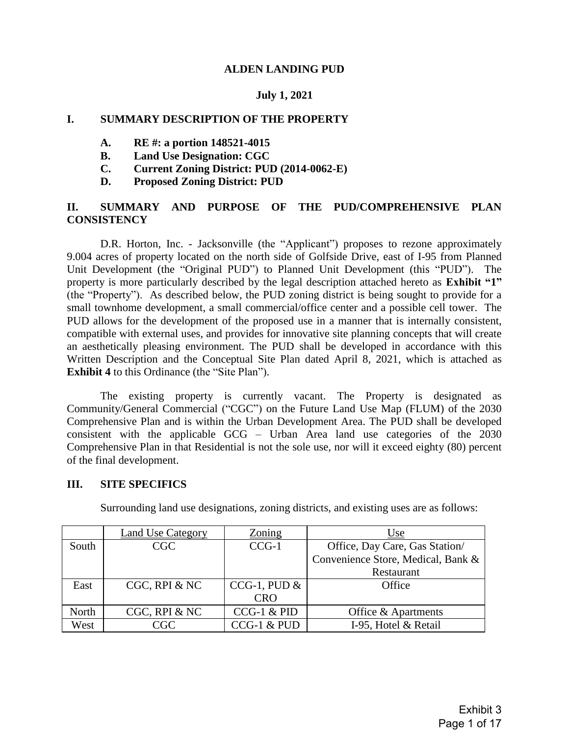# ALDEN LANDING PUD

**July 1, 2021**

## I. SUMMARY DESCRIPTION OF THE PROPERTY

- **A. RE #: a portion 148521-4015**
- **B. Land Use Designation: CGC**
- **C. Current Zoning District: PUD (2014-0062-E)**
- **D. Proposed Zoning District: PUD**

## II. SUMMARY AND PURPOSE OF THE PUD/COMPREHENSIVE PLAN CONSISTENCY

D.R. Horton, Inc. - Jacksonville (the "Applicant") proposes to rezone approximately 9.004 acres of property located on the north side of Golfside Drive, east of I-95 from Planned Unit Development (the "Original PUD") to Planned Unit Development (this "PUD"). The property is more particularly described by the legal description attached hereto as **Exhibit "1"** (the "Property"). As described below, the PUD zoning district is being sought to provide for a small townhome development, a small commercial/office center and a possible cell tower. The PUD allows for the development of the proposed use in a manner that is internally consistent, compatible with external uses, and provides for innovative site planning concepts that will create an aesthetically pleasing environment. The PUD shall be developed in accordance with this Written Description and the Conceptual Site Plan dated April 8, 2021, which is attached as **Exhibit 4** to this Ordinance (the "Site Plan").

The existing property is currently vacant. The Property is designated as Community/General Commercial ("CGC") on the Future Land Use Map (FLUM) of the 2030 Comprehensive Plan and is within the Urban Development Area. The PUD shall be developed consistent with the applicable GCG – Urban Area land use categories of the 2030 Comprehensive Plan in that Residential is not the sole use, nor will it exceed eighty (80) percent of the final development.

## III. SITE SPECIFICS

Surrounding land use designations, zoning districts, and existing uses are as follows:

| | Land Use Category | Zoning | Use |
|---|---|---|---|
| South | CGC | CCG-1 | Office, Day Care, Gas Station/ Convenience Store, Medical, Bank & Restaurant |
| East | CGC, RPI & NC | CCG-1, PUD & CRO | Office |
| North | CGC, RPI & NC | CCG-1 & PID | Office & Apartments |
| West | CGC | CCG-1 & PUD | I-95, Hotel & Retail |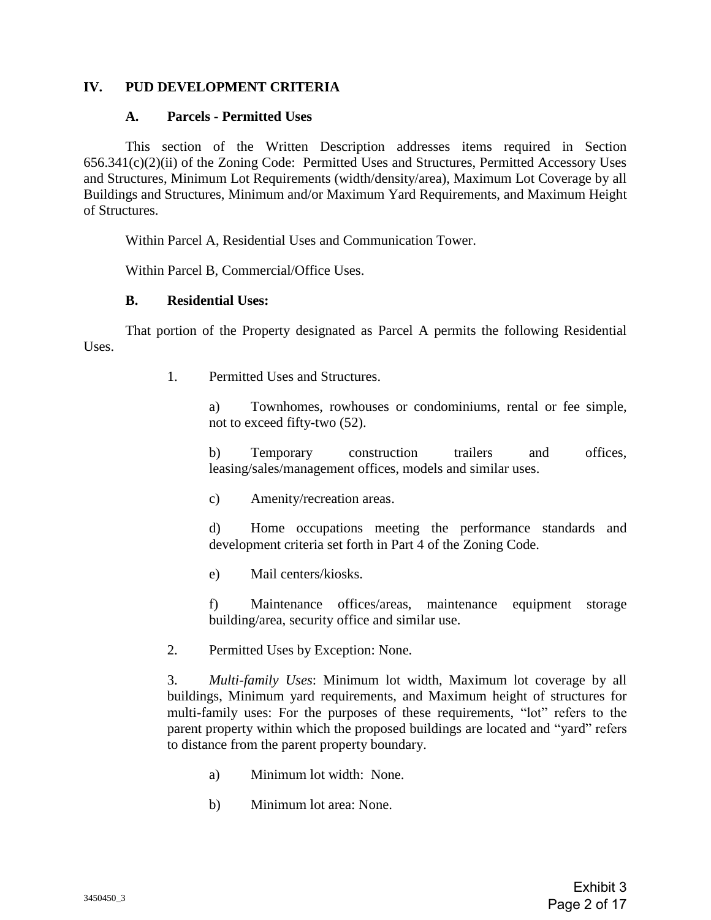## IV. PUD DEVELOPMENT CRITERIA

### A. Parcels - Permitted Uses

This section of the Written Description addresses items required in Section 656.341(c)(2)(ii) of the Zoning Code: Permitted Uses and Structures, Permitted Accessory Uses and Structures, Minimum Lot Requirements (width/density/area), Maximum Lot Coverage by all Buildings and Structures, Minimum and/or Maximum Yard Requirements, and Maximum Height of Structures.

Within Parcel A, Residential Uses and Communication Tower.

Within Parcel B, Commercial/Office Uses.

### B. Residential Uses:

That portion of the Property designated as Parcel A permits the following Residential Uses.

1. Permitted Uses and Structures.

   a) Townhomes, rowhouses or condominiums, rental or fee simple, not to exceed fifty-two (52).

   b) Temporary construction trailers and offices, leasing/sales/management offices, models and similar uses.

   c) Amenity/recreation areas.

   d) Home occupations meeting the performance standards and development criteria set forth in Part 4 of the Zoning Code.

   e) Mail centers/kiosks.

   f) Maintenance offices/areas, maintenance equipment storage building/area, security office and similar use.

2. Permitted Uses by Exception: None.

3. *Multi-family Uses*: Minimum lot width, Maximum lot coverage by all buildings, Minimum yard requirements, and Maximum height of structures for multi-family uses: For the purposes of these requirements, “lot” refers to the parent property within which the proposed buildings are located and “yard” refers to distance from the parent property boundary.

   a) Minimum lot width: None.

   b) Minimum lot area: None.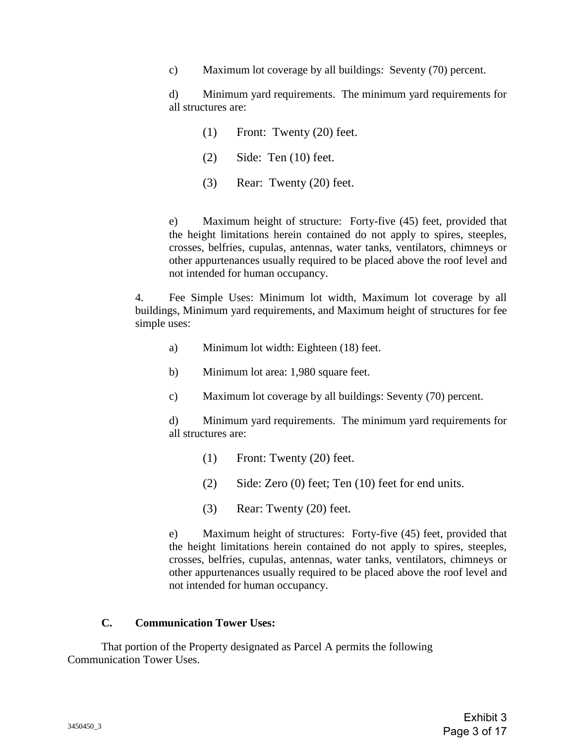c) Maximum lot coverage by all buildings: Seventy (70) percent.

d) Minimum yard requirements. The minimum yard requirements for all structures are:

(1) Front: Twenty (20) feet.

(2) Side: Ten (10) feet.

(3) Rear: Twenty (20) feet.

e) Maximum height of structure: Forty-five (45) feet, provided that the height limitations herein contained do not apply to spires, steeples, crosses, belfries, cupulas, antennas, water tanks, ventilators, chimneys or other appurtenances usually required to be placed above the roof level and not intended for human occupancy.

4. Fee Simple Uses: Minimum lot width, Maximum lot coverage by all buildings, Minimum yard requirements, and Maximum height of structures for fee simple uses:

a) Minimum lot width: Eighteen (18) feet.

b) Minimum lot area: 1,980 square feet.

c) Maximum lot coverage by all buildings: Seventy (70) percent.

d) Minimum yard requirements. The minimum yard requirements for all structures are:

(1) Front: Twenty (20) feet.

(2) Side: Zero (0) feet; Ten (10) feet for end units.

(3) Rear: Twenty (20) feet.

e) Maximum height of structures: Forty-five (45) feet, provided that the height limitations herein contained do not apply to spires, steeples, crosses, belfries, cupulas, antennas, water tanks, ventilators, chimneys or other appurtenances usually required to be placed above the roof level and not intended for human occupancy.

**C. Communication Tower Uses:**

That portion of the Property designated as Parcel A permits the following Communication Tower Uses.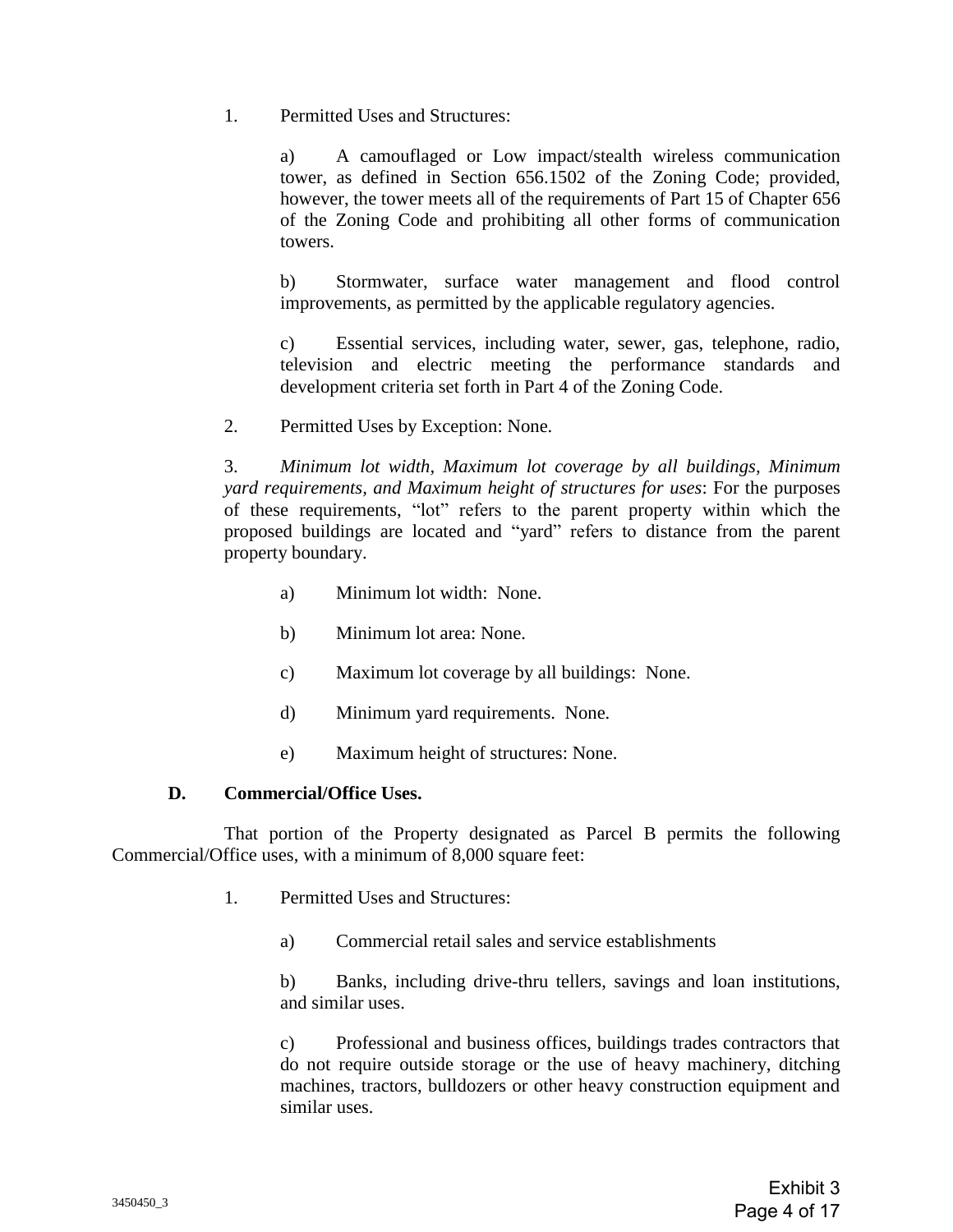1. Permitted Uses and Structures:

   a) A camouflaged or Low impact/stealth wireless communication tower, as defined in Section 656.1502 of the Zoning Code; provided, however, the tower meets all of the requirements of Part 15 of Chapter 656 of the Zoning Code and prohibiting all other forms of communication towers.

   b) Stormwater, surface water management and flood control improvements, as permitted by the applicable regulatory agencies.

   c) Essential services, including water, sewer, gas, telephone, radio, television and electric meeting the performance standards and development criteria set forth in Part 4 of the Zoning Code.

2. Permitted Uses by Exception: None.

3. *Minimum lot width, Maximum lot coverage by all buildings, Minimum yard requirements, and Maximum height of structures for uses*: For the purposes of these requirements, "lot" refers to the parent property within which the proposed buildings are located and "yard" refers to distance from the parent property boundary.

   a) Minimum lot width: None.

   b) Minimum lot area: None.

   c) Maximum lot coverage by all buildings: None.

   d) Minimum yard requirements. None.

   e) Maximum height of structures: None.

**D. Commercial/Office Uses.**

That portion of the Property designated as Parcel B permits the following Commercial/Office uses, with a minimum of 8,000 square feet:

1. Permitted Uses and Structures:

   a) Commercial retail sales and service establishments

   b) Banks, including drive-thru tellers, savings and loan institutions, and similar uses.

   c) Professional and business offices, buildings trades contractors that do not require outside storage or the use of heavy machinery, ditching machines, tractors, bulldozers or other heavy construction equipment and similar uses.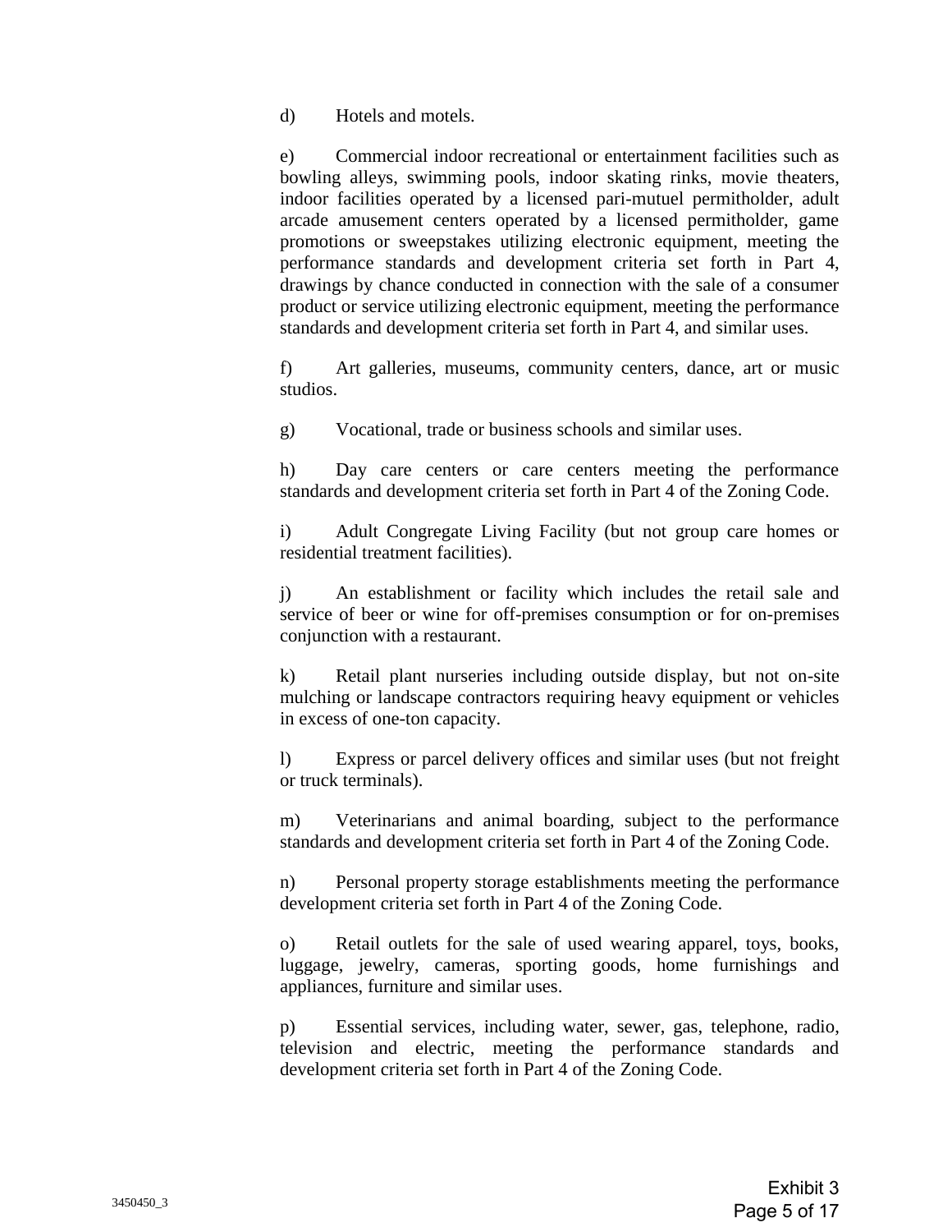d) Hotels and motels.

e) Commercial indoor recreational or entertainment facilities such as bowling alleys, swimming pools, indoor skating rinks, movie theaters, indoor facilities operated by a licensed pari-mutuel permitholder, adult arcade amusement centers operated by a licensed permitholder, game promotions or sweepstakes utilizing electronic equipment, meeting the performance standards and development criteria set forth in Part 4, drawings by chance conducted in connection with the sale of a consumer product or service utilizing electronic equipment, meeting the performance standards and development criteria set forth in Part 4, and similar uses.

f) Art galleries, museums, community centers, dance, art or music studios.

g) Vocational, trade or business schools and similar uses.

h) Day care centers or care centers meeting the performance standards and development criteria set forth in Part 4 of the Zoning Code.

i) Adult Congregate Living Facility (but not group care homes or residential treatment facilities).

j) An establishment or facility which includes the retail sale and service of beer or wine for off-premises consumption or for on-premises conjunction with a restaurant.

k) Retail plant nurseries including outside display, but not on-site mulching or landscape contractors requiring heavy equipment or vehicles in excess of one-ton capacity.

l) Express or parcel delivery offices and similar uses (but not freight or truck terminals).

m) Veterinarians and animal boarding, subject to the performance standards and development criteria set forth in Part 4 of the Zoning Code.

n) Personal property storage establishments meeting the performance development criteria set forth in Part 4 of the Zoning Code.

o) Retail outlets for the sale of used wearing apparel, toys, books, luggage, jewelry, cameras, sporting goods, home furnishings and appliances, furniture and similar uses.

p) Essential services, including water, sewer, gas, telephone, radio, television and electric, meeting the performance standards and development criteria set forth in Part 4 of the Zoning Code.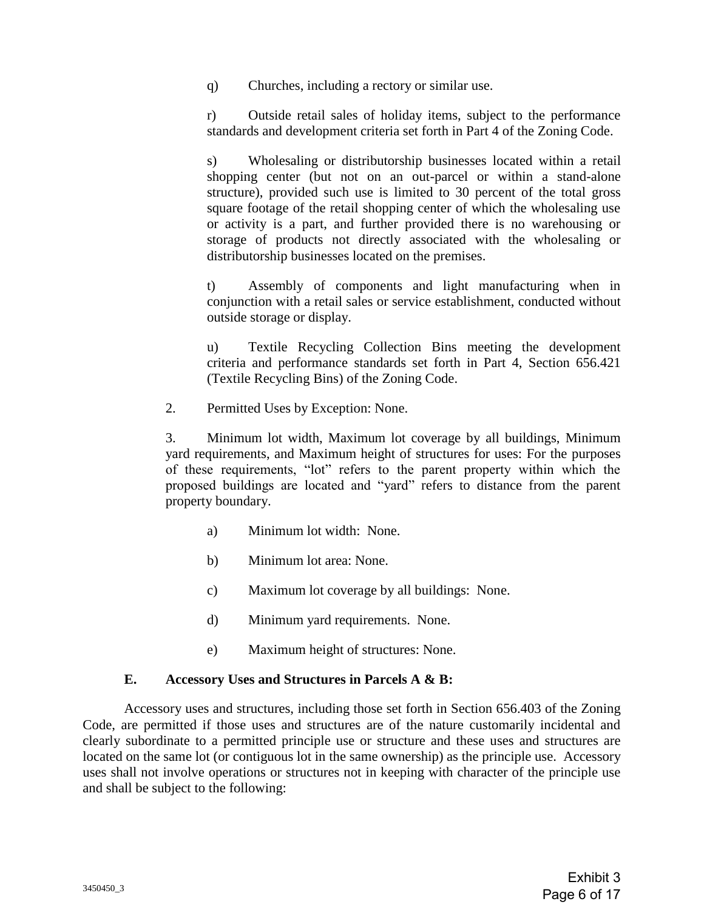q) Churches, including a rectory or similar use.

r) Outside retail sales of holiday items, subject to the performance standards and development criteria set forth in Part 4 of the Zoning Code.

s) Wholesaling or distributorship businesses located within a retail shopping center (but not on an out-parcel or within a stand-alone structure), provided such use is limited to 30 percent of the total gross square footage of the retail shopping center of which the wholesaling use or activity is a part, and further provided there is no warehousing or storage of products not directly associated with the wholesaling or distributorship businesses located on the premises.

t) Assembly of components and light manufacturing when in conjunction with a retail sales or service establishment, conducted without outside storage or display.

u) Textile Recycling Collection Bins meeting the development criteria and performance standards set forth in Part 4, Section 656.421 (Textile Recycling Bins) of the Zoning Code.

2. Permitted Uses by Exception: None.

3. Minimum lot width, Maximum lot coverage by all buildings, Minimum yard requirements, and Maximum height of structures for uses: For the purposes of these requirements, "lot" refers to the parent property within which the proposed buildings are located and "yard" refers to distance from the parent property boundary.

a) Minimum lot width: None.

b) Minimum lot area: None.

c) Maximum lot coverage by all buildings: None.

d) Minimum yard requirements. None.

e) Maximum height of structures: None.

**E. Accessory Uses and Structures in Parcels A & B:**

Accessory uses and structures, including those set forth in Section 656.403 of the Zoning Code, are permitted if those uses and structures are of the nature customarily incidental and clearly subordinate to a permitted principle use or structure and these uses and structures are located on the same lot (or contiguous lot in the same ownership) as the principle use. Accessory uses shall not involve operations or structures not in keeping with character of the principle use and shall be subject to the following: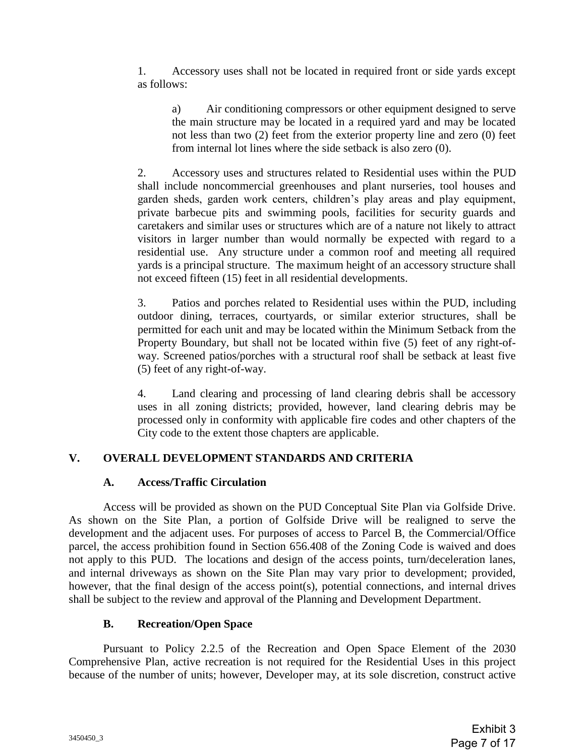1. Accessory uses shall not be located in required front or side yards except as follows:

   a) Air conditioning compressors or other equipment designed to serve the main structure may be located in a required yard and may be located not less than two (2) feet from the exterior property line and zero (0) feet from internal lot lines where the side setback is also zero (0).

2. Accessory uses and structures related to Residential uses within the PUD shall include noncommercial greenhouses and plant nurseries, tool houses and garden sheds, garden work centers, children's play areas and play equipment, private barbecue pits and swimming pools, facilities for security guards and caretakers and similar uses or structures which are of a nature not likely to attract visitors in larger number than would normally be expected with regard to a residential use. Any structure under a common roof and meeting all required yards is a principal structure. The maximum height of an accessory structure shall not exceed fifteen (15) feet in all residential developments.

3. Patios and porches related to Residential uses within the PUD, including outdoor dining, terraces, courtyards, or similar exterior structures, shall be permitted for each unit and may be located within the Minimum Setback from the Property Boundary, but shall not be located within five (5) feet of any right-of-way. Screened patios/porches with a structural roof shall be setback at least five (5) feet of any right-of-way.

4. Land clearing and processing of land clearing debris shall be accessory uses in all zoning districts; provided, however, land clearing debris may be processed only in conformity with applicable fire codes and other chapters of the City code to the extent those chapters are applicable.

## V. OVERALL DEVELOPMENT STANDARDS AND CRITERIA

### A. Access/Traffic Circulation

Access will be provided as shown on the PUD Conceptual Site Plan via Golfside Drive. As shown on the Site Plan, a portion of Golfside Drive will be realigned to serve the development and the adjacent uses. For purposes of access to Parcel B, the Commercial/Office parcel, the access prohibition found in Section 656.408 of the Zoning Code is waived and does not apply to this PUD. The locations and design of the access points, turn/deceleration lanes, and internal driveways as shown on the Site Plan may vary prior to development; provided, however, that the final design of the access point(s), potential connections, and internal drives shall be subject to the review and approval of the Planning and Development Department.

### B. Recreation/Open Space

Pursuant to Policy 2.2.5 of the Recreation and Open Space Element of the 2030 Comprehensive Plan, active recreation is not required for the Residential Uses in this project because of the number of units; however, Developer may, at its sole discretion, construct active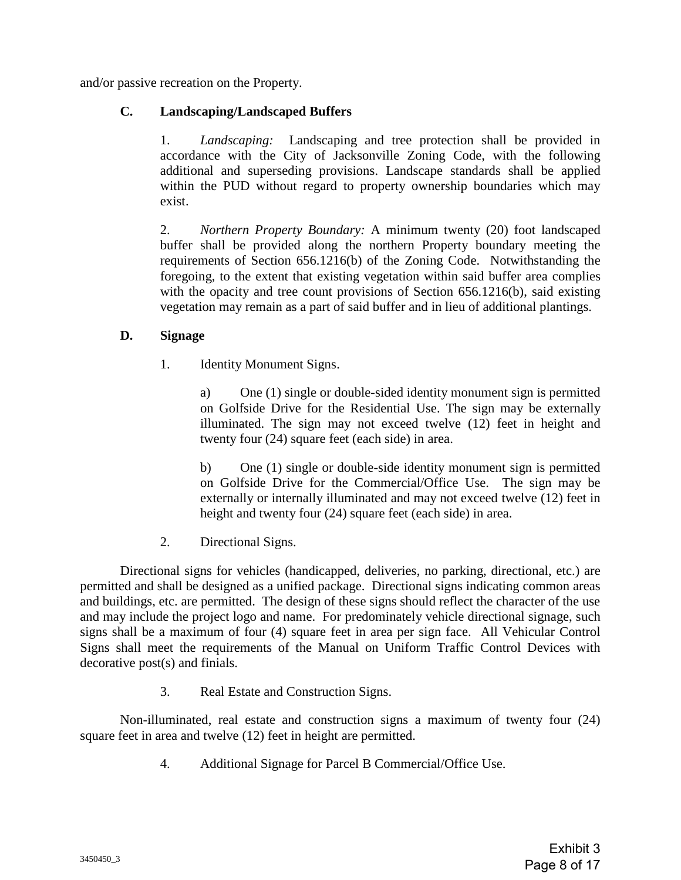and/or passive recreation on the Property.

### C. Landscaping/Landscaped Buffers

1. *Landscaping:* Landscaping and tree protection shall be provided in accordance with the City of Jacksonville Zoning Code, with the following additional and superseding provisions. Landscape standards shall be applied within the PUD without regard to property ownership boundaries which may exist.

2. *Northern Property Boundary:* A minimum twenty (20) foot landscaped buffer shall be provided along the northern Property boundary meeting the requirements of Section 656.1216(b) of the Zoning Code. Notwithstanding the foregoing, to the extent that existing vegetation within said buffer area complies with the opacity and tree count provisions of Section 656.1216(b), said existing vegetation may remain as a part of said buffer and in lieu of additional plantings.

### D. Signage

1. Identity Monument Signs.

   a) One (1) single or double-sided identity monument sign is permitted on Golfside Drive for the Residential Use. The sign may be externally illuminated. The sign may not exceed twelve (12) feet in height and twenty four (24) square feet (each side) in area.

   b) One (1) single or double-side identity monument sign is permitted on Golfside Drive for the Commercial/Office Use. The sign may be externally or internally illuminated and may not exceed twelve (12) feet in height and twenty four (24) square feet (each side) in area.

2. Directional Signs.

Directional signs for vehicles (handicapped, deliveries, no parking, directional, etc.) are permitted and shall be designed as a unified package. Directional signs indicating common areas and buildings, etc. are permitted. The design of these signs should reflect the character of the use and may include the project logo and name. For predominately vehicle directional signage, such signs shall be a maximum of four (4) square feet in area per sign face. All Vehicular Control Signs shall meet the requirements of the Manual on Uniform Traffic Control Devices with decorative post(s) and finials.

3. Real Estate and Construction Signs.

Non-illuminated, real estate and construction signs a maximum of twenty four (24) square feet in area and twelve (12) feet in height are permitted.

4. Additional Signage for Parcel B Commercial/Office Use.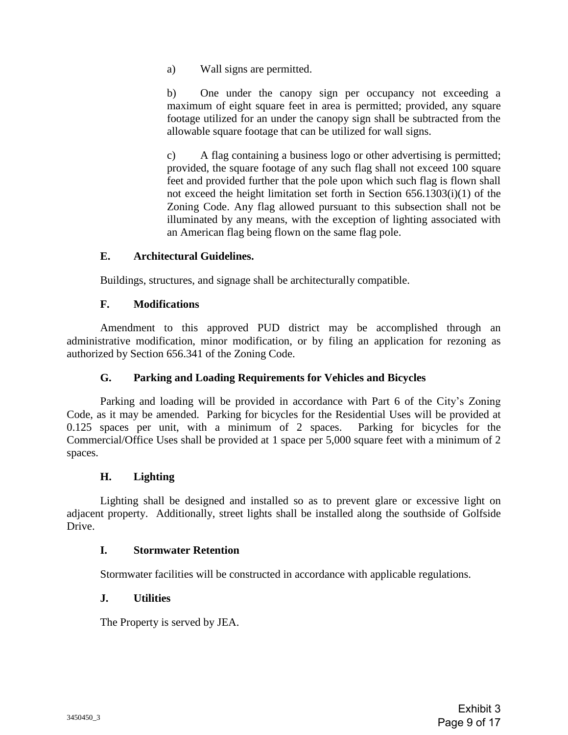a) Wall signs are permitted.

b) One under the canopy sign per occupancy not exceeding a maximum of eight square feet in area is permitted; provided, any square footage utilized for an under the canopy sign shall be subtracted from the allowable square footage that can be utilized for wall signs.

c) A flag containing a business logo or other advertising is permitted; provided, the square footage of any such flag shall not exceed 100 square feet and provided further that the pole upon which such flag is flown shall not exceed the height limitation set forth in Section 656.1303(i)(1) of the Zoning Code. Any flag allowed pursuant to this subsection shall not be illuminated by any means, with the exception of lighting associated with an American flag being flown on the same flag pole.

### E. Architectural Guidelines.

Buildings, structures, and signage shall be architecturally compatible.

### F. Modifications

Amendment to this approved PUD district may be accomplished through an administrative modification, minor modification, or by filing an application for rezoning as authorized by Section 656.341 of the Zoning Code.

### G. Parking and Loading Requirements for Vehicles and Bicycles

Parking and loading will be provided in accordance with Part 6 of the City's Zoning Code, as it may be amended. Parking for bicycles for the Residential Uses will be provided at 0.125 spaces per unit, with a minimum of 2 spaces. Parking for bicycles for the Commercial/Office Uses shall be provided at 1 space per 5,000 square feet with a minimum of 2 spaces.

### H. Lighting

Lighting shall be designed and installed so as to prevent glare or excessive light on adjacent property. Additionally, street lights shall be installed along the southside of Golfside Drive.

### I. Stormwater Retention

Stormwater facilities will be constructed in accordance with applicable regulations.

### J. Utilities

The Property is served by JEA.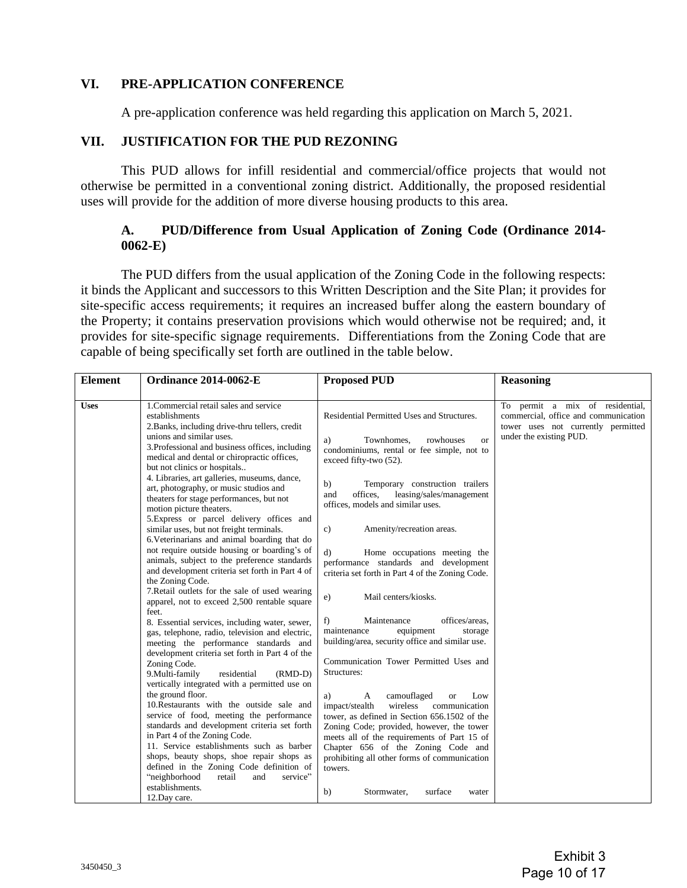## VI. PRE-APPLICATION CONFERENCE

A pre-application conference was held regarding this application on March 5, 2021.

## VII. JUSTIFICATION FOR THE PUD REZONING

This PUD allows for infill residential and commercial/office projects that would not otherwise be permitted in a conventional zoning district. Additionally, the proposed residential uses will provide for the addition of more diverse housing products to this area.

### A. PUD/Difference from Usual Application of Zoning Code (Ordinance 2014-0062-E)

The PUD differs from the usual application of the Zoning Code in the following respects: it binds the Applicant and successors to this Written Description and the Site Plan; it provides for site-specific access requirements; it requires an increased buffer along the eastern boundary of the Property; it contains preservation provisions which would otherwise not be required; and, it provides for site-specific signage requirements. Differentiations from the Zoning Code that are capable of being specifically set forth are outlined in the table below.

| Element | Ordinance 2014-0062-E | Proposed PUD | Reasoning |
|---|---|---|---|
| **Uses** | 1.Commercial retail sales and service establishments<br>2.Banks, including drive-thru tellers, credit unions and similar uses.<br>3.Professional and business offices, including medical and dental or chiropractic offices, but not clinics or hospitals..<br>4. Libraries, art galleries, museums, dance, art, photography, or music studios and theaters for stage performances, but not motion picture theaters.<br>5.Express or parcel delivery offices and similar uses, but not freight terminals.<br>6.Veterinarians and animal boarding that do not require outside housing or boarding's of animals, subject to the preference standards and development criteria set forth in Part 4 of the Zoning Code.<br>7.Retail outlets for the sale of used wearing apparel, not to exceed 2,500 rentable square feet.<br>8. Essential services, including water, sewer, gas, telephone, radio, television and electric, meeting the performance standards and development criteria set forth in Part 4 of the Zoning Code.<br>9.Multi-family residential (RMD-D) vertically integrated with a permitted use on the ground floor.<br>10.Restaurants with the outside sale and service of food, meeting the performance standards and development criteria set forth in Part 4 of the Zoning Code.<br>11. Service establishments such as barber shops, beauty shops, shoe repair shops as defined in the Zoning Code definition of "neighborhood retail and service" establishments.<br>12.Day care. | Residential Permitted Uses and Structures.<br><br>a) Townhomes, rowhouses or condominiums, rental or fee simple, not to exceed fifty-two (52).<br><br>b) Temporary construction trailers and offices, leasing/sales/management offices, models and similar uses.<br><br>c) Amenity/recreation areas.<br><br>d) Home occupations meeting the performance standards and development criteria set forth in Part 4 of the Zoning Code.<br><br>e) Mail centers/kiosks.<br><br>f) Maintenance offices/areas, maintenance equipment storage building/area, security office and similar use.<br><br>Communication Tower Permitted Uses and Structures:<br><br>a) A camouflaged or Low impact/stealth wireless communication tower, as defined in Section 656.1502 of the Zoning Code; provided, however, the tower meets all of the requirements of Part 15 of Chapter 656 of the Zoning Code and prohibiting all other forms of communication towers.<br><br>b) Stormwater, surface water | To permit a mix of residential, commercial, office and communication tower uses not currently permitted under the existing PUD. |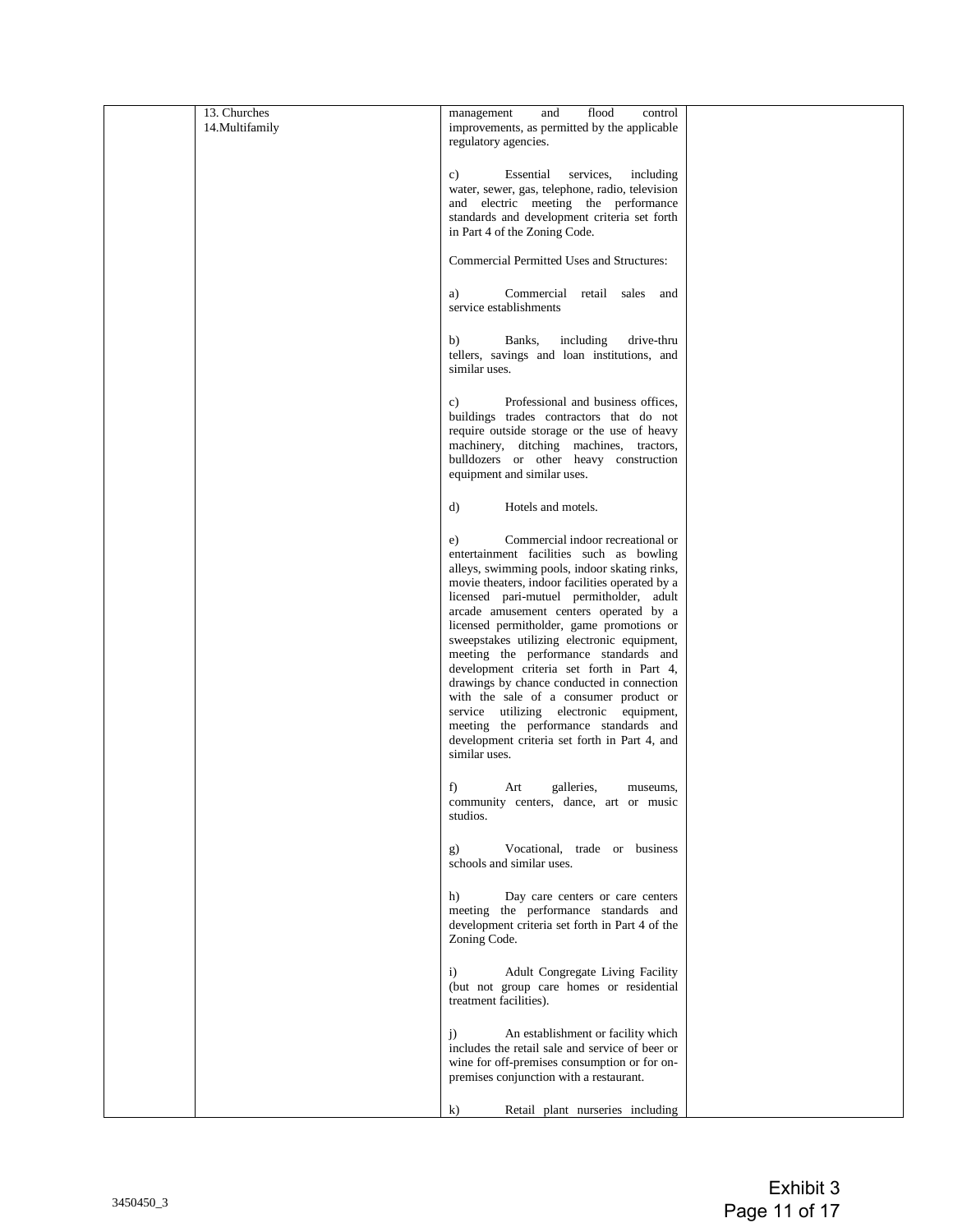| | | | |
|---|---|---|---|
| | 13. Churches<br>14.Multifamily | management and flood control improvements, as permitted by the applicable regulatory agencies.<br><br>c) Essential services, including water, sewer, gas, telephone, radio, television and electric meeting the performance standards and development criteria set forth in Part 4 of the Zoning Code.<br><br>Commercial Permitted Uses and Structures:<br><br>a) Commercial retail sales and service establishments<br><br>b) Banks, including drive-thru tellers, savings and loan institutions, and similar uses.<br><br>c) Professional and business offices, buildings trades contractors that do not require outside storage or the use of heavy machinery, ditching machines, tractors, bulldozers or other heavy construction equipment and similar uses.<br><br>d) Hotels and motels.<br><br>e) Commercial indoor recreational or entertainment facilities such as bowling alleys, swimming pools, indoor skating rinks, movie theaters, indoor facilities operated by a licensed pari-mutuel permitholder, adult arcade amusement centers operated by a licensed permitholder, game promotions or sweepstakes utilizing electronic equipment, meeting the performance standards and development criteria set forth in Part 4, drawings by chance conducted in connection with the sale of a consumer product or service utilizing electronic equipment, meeting the performance standards and development criteria set forth in Part 4, and similar uses.<br><br>f) Art galleries, museums, community centers, dance, art or music studios.<br><br>g) Vocational, trade or business schools and similar uses.<br><br>h) Day care centers or care centers meeting the performance standards and development criteria set forth in Part 4 of the Zoning Code.<br><br>i) Adult Congregate Living Facility (but not group care homes or residential treatment facilities).<br><br>j) An establishment or facility which includes the retail sale and service of beer or wine for off-premises consumption or for on-premises conjunction with a restaurant.<br><br>k) Retail plant nurseries including | |

3450450_3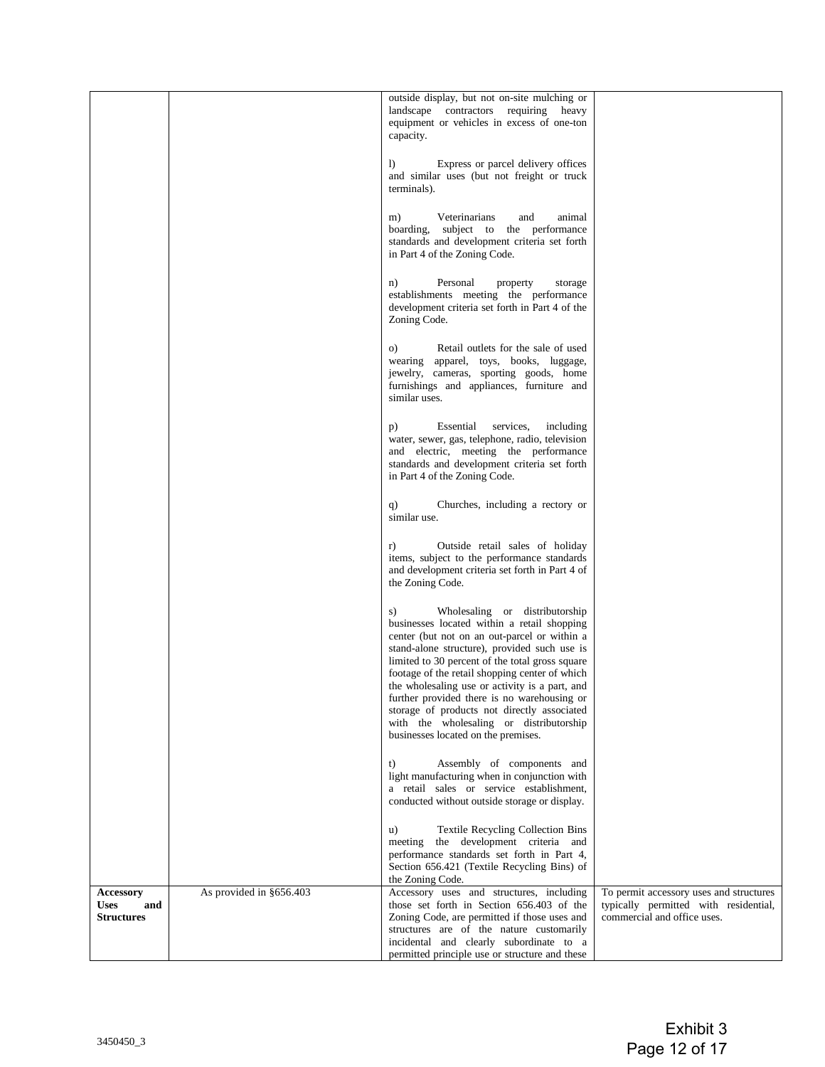| | | | |
|---|---|---|---|
| | | outside display, but not on-site mulching or landscape contractors requiring heavy equipment or vehicles in excess of one-ton capacity.<br><br>l) Express or parcel delivery offices and similar uses (but not freight or truck terminals).<br><br>m) Veterinarians and animal boarding, subject to the performance standards and development criteria set forth in Part 4 of the Zoning Code.<br><br>n) Personal property storage establishments meeting the performance development criteria set forth in Part 4 of the Zoning Code.<br><br>o) Retail outlets for the sale of used wearing apparel, toys, books, luggage, jewelry, cameras, sporting goods, home furnishings and appliances, furniture and similar uses.<br><br>p) Essential services, including water, sewer, gas, telephone, radio, television and electric, meeting the performance standards and development criteria set forth in Part 4 of the Zoning Code.<br><br>q) Churches, including a rectory or similar use.<br><br>r) Outside retail sales of holiday items, subject to the performance standards and development criteria set forth in Part 4 of the Zoning Code.<br><br>s) Wholesaling or distributorship businesses located within a retail shopping center (but not on an out-parcel or within a stand-alone structure), provided such use is limited to 30 percent of the total gross square footage of the retail shopping center of which the wholesaling use or activity is a part, and further provided there is no warehousing or storage of products not directly associated with the wholesaling or distributorship businesses located on the premises.<br><br>t) Assembly of components and light manufacturing when in conjunction with a retail sales or service establishment, conducted without outside storage or display.<br><br>u) Textile Recycling Collection Bins meeting the development criteria and performance standards set forth in Part 4, Section 656.421 (Textile Recycling Bins) of the Zoning Code. | |
| **Accessory Uses and Structures** | As provided in §656.403 | Accessory uses and structures, including those set forth in Section 656.403 of the Zoning Code, are permitted if those uses and structures are of the nature customarily incidental and clearly subordinate to a permitted principle use or structure and these | To permit accessory uses and structures typically permitted with residential, commercial and office uses. |

3450450_3

Exhibit 3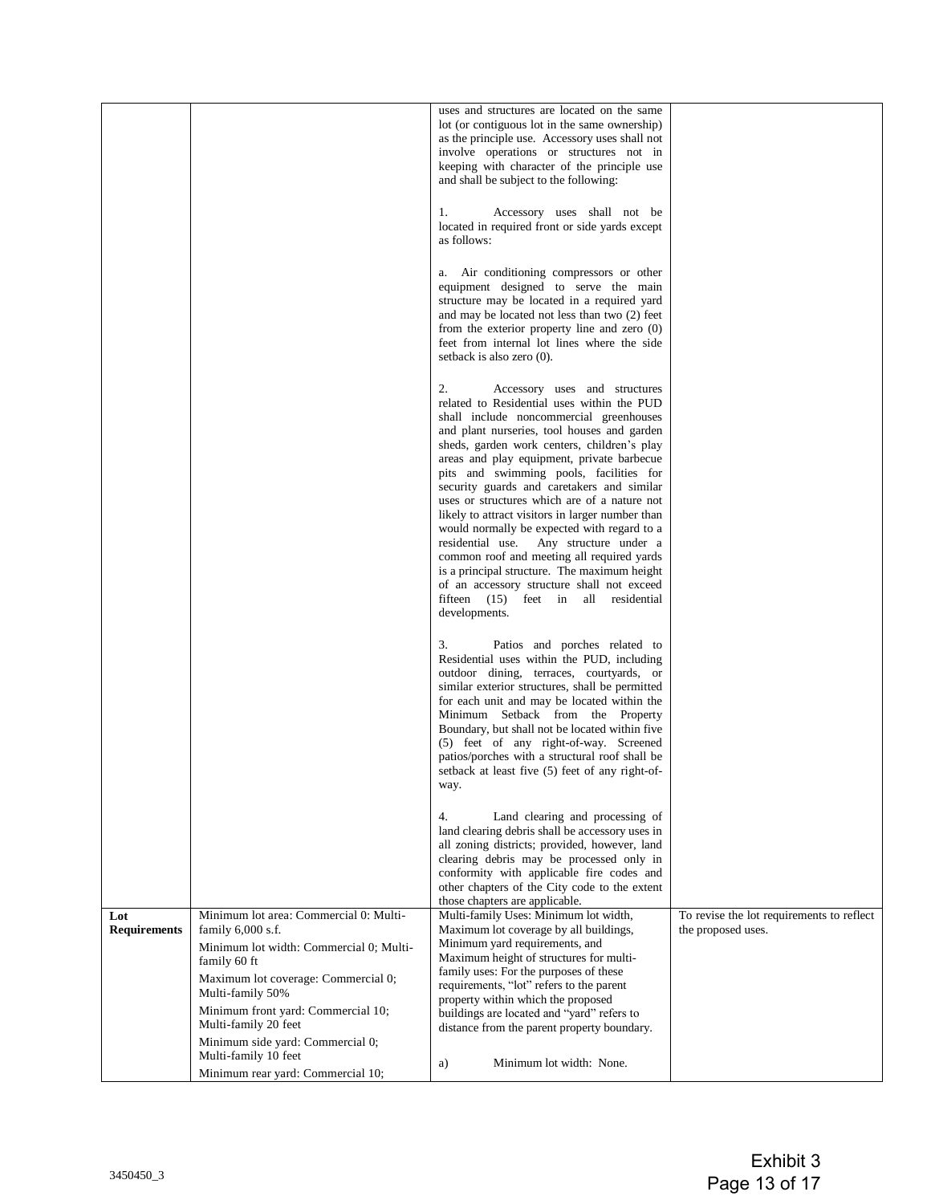| | | | |
|---|---|---|---|
| | | uses and structures are located on the same lot (or contiguous lot in the same ownership) as the principle use. Accessory uses shall not involve operations or structures not in keeping with character of the principle use and shall be subject to the following:<br><br>1. Accessory uses shall not be located in required front or side yards except as follows:<br><br>a. Air conditioning compressors or other equipment designed to serve the main structure may be located in a required yard and may be located not less than two (2) feet from the exterior property line and zero (0) feet from internal lot lines where the side setback is also zero (0).<br><br>2. Accessory uses and structures related to Residential uses within the PUD shall include noncommercial greenhouses and plant nurseries, tool houses and garden sheds, garden work centers, children's play areas and play equipment, private barbecue pits and swimming pools, facilities for security guards and caretakers and similar uses or structures which are of a nature not likely to attract visitors in larger number than would normally be expected with regard to a residential use. Any structure under a common roof and meeting all required yards is a principal structure. The maximum height of an accessory structure shall not exceed fifteen (15) feet in all residential developments.<br><br>3. Patios and porches related to Residential uses within the PUD, including outdoor dining, terraces, courtyards, or similar exterior structures, shall be permitted for each unit and may be located within the Minimum Setback from the Property Boundary, but shall not be located within five (5) feet of any right-of-way. Screened patios/porches with a structural roof shall be setback at least five (5) feet of any right-of-way.<br><br>4. Land clearing and processing of land clearing debris shall be accessory uses in all zoning districts; provided, however, land clearing debris may be processed only in conformity with applicable fire codes and other chapters of the City code to the extent those chapters are applicable. | |
| **Lot Requirements** | Minimum lot area: Commercial 0: Multi-family 6,000 s.f.<br><br>Minimum lot width: Commercial 0; Multi-family 60 ft<br><br>Maximum lot coverage: Commercial 0; Multi-family 50%<br><br>Minimum front yard: Commercial 10; Multi-family 20 feet<br><br>Minimum side yard: Commercial 0; Multi-family 10 feet<br><br>Minimum rear yard: Commercial 10; | Multi-family Uses: Minimum lot width, Maximum lot coverage by all buildings, Minimum yard requirements, and Maximum height of structures for multi-family uses: For the purposes of these requirements, "lot" refers to the parent property within which the proposed buildings are located and "yard" refers to distance from the parent property boundary.<br><br>a) Minimum lot width: None. | To revise the lot requirements to reflect the proposed uses. |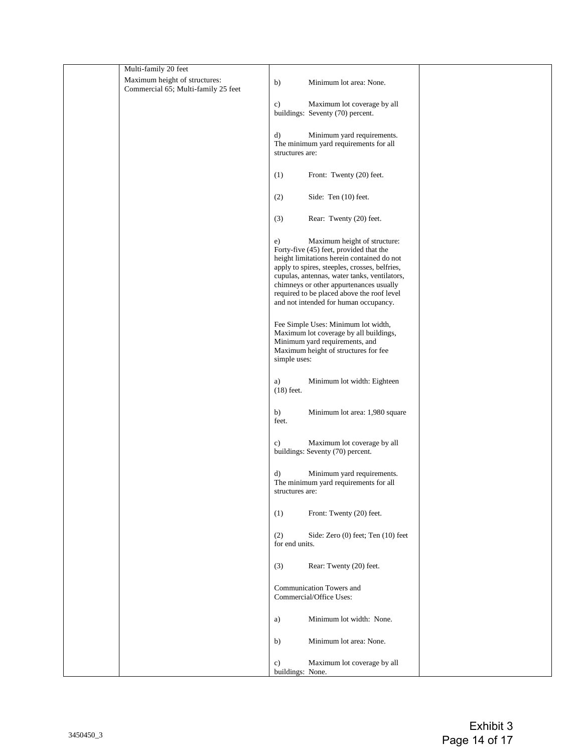| | | | |
|---|---|---|---|
| | Multi-family 20 feet<br>Maximum height of structures: Commercial 65; Multi-family 25 feet | b) Minimum lot area: None.<br><br>c) Maximum lot coverage by all buildings: Seventy (70) percent.<br><br>d) Minimum yard requirements. The minimum yard requirements for all structures are:<br><br>(1) Front: Twenty (20) feet.<br><br>(2) Side: Ten (10) feet.<br><br>(3) Rear: Twenty (20) feet.<br><br>e) Maximum height of structure: Forty-five (45) feet, provided that the height limitations herein contained do not apply to spires, steeples, crosses, belfries, cupulas, antennas, water tanks, ventilators, chimneys or other appurtenances usually required to be placed above the roof level and not intended for human occupancy.<br><br>Fee Simple Uses: Minimum lot width, Maximum lot coverage by all buildings, Minimum yard requirements, and Maximum height of structures for fee simple uses:<br><br>a) Minimum lot width: Eighteen (18) feet.<br><br>b) Minimum lot area: 1,980 square feet.<br><br>c) Maximum lot coverage by all buildings: Seventy (70) percent.<br><br>d) Minimum yard requirements. The minimum yard requirements for all structures are:<br><br>(1) Front: Twenty (20) feet.<br><br>(2) Side: Zero (0) feet; Ten (10) feet for end units.<br><br>(3) Rear: Twenty (20) feet.<br><br>Communication Towers and Commercial/Office Uses:<br><br>a) Minimum lot width: None.<br><br>b) Minimum lot area: None.<br><br>c) Maximum lot coverage by all buildings: None. | |

3450450_3

Exhibit 3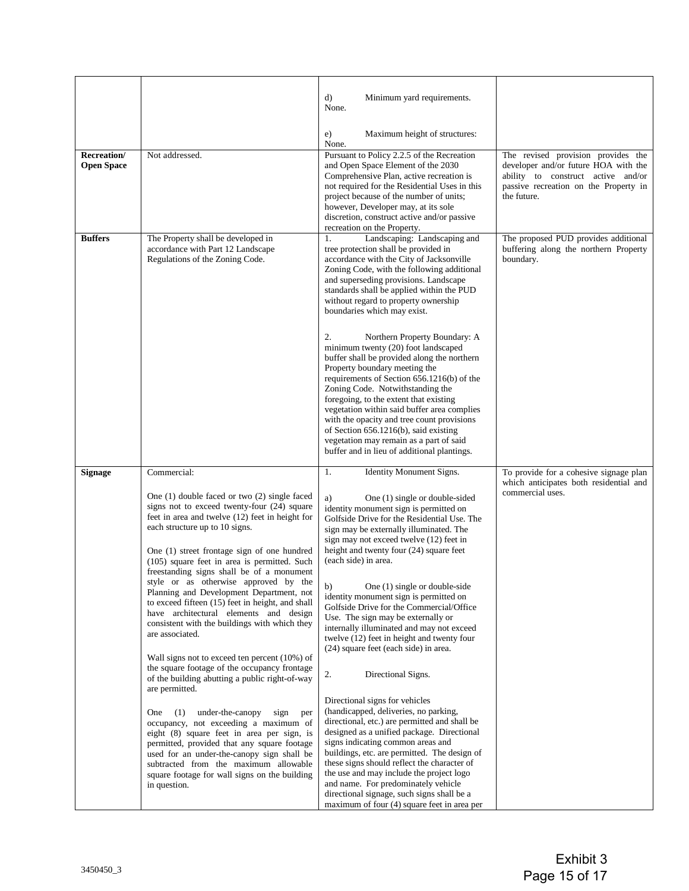| | | | |
|---|---|---|---|
| | | d) Minimum yard requirements. None.<br><br>e) Maximum height of structures: None. | |
| **Recreation/ Open Space** | Not addressed. | Pursuant to Policy 2.2.5 of the Recreation and Open Space Element of the 2030 Comprehensive Plan, active recreation is not required for the Residential Uses in this project because of the number of units; however, Developer may, at its sole discretion, construct active and/or passive recreation on the Property. | The revised provision provides the developer and/or future HOA with the ability to construct active and/or passive recreation on the Property in the future. |
| **Buffers** | The Property shall be developed in accordance with Part 12 Landscape Regulations of the Zoning Code. | 1. Landscaping: Landscaping and tree protection shall be provided in accordance with the City of Jacksonville Zoning Code, with the following additional and superseding provisions. Landscape standards shall be applied within the PUD without regard to property ownership boundaries which may exist.<br><br>2. Northern Property Boundary: A minimum twenty (20) foot landscaped buffer shall be provided along the northern Property boundary meeting the requirements of Section 656.1216(b) of the Zoning Code. Notwithstanding the foregoing, to the extent that existing vegetation within said buffer area complies with the opacity and tree count provisions of Section 656.1216(b), said existing vegetation may remain as a part of said buffer and in lieu of additional plantings. | The proposed PUD provides additional buffering along the northern Property boundary. |
| **Signage** | Commercial:<br><br>One (1) double faced or two (2) single faced signs not to exceed twenty-four (24) square feet in area and twelve (12) feet in height for each structure up to 10 signs.<br><br>One (1) street frontage sign of one hundred (105) square feet in area is permitted. Such freestanding signs shall be of a monument style or as otherwise approved by the Planning and Development Department, not to exceed fifteen (15) feet in height, and shall have architectural elements and design consistent with the buildings with which they are associated.<br><br>Wall signs not to exceed ten percent (10%) of the square footage of the occupancy frontage of the building abutting a public right-of-way are permitted.<br><br>One (1) under-the-canopy sign per occupancy, not exceeding a maximum of eight (8) square feet in area per sign, is permitted, provided that any square footage used for an under-the-canopy sign shall be subtracted from the maximum allowable square footage for wall signs on the building in question. | 1. Identity Monument Signs.<br><br>a) One (1) single or double-sided identity monument sign is permitted on Golfside Drive for the Residential Use. The sign may be externally illuminated. The sign may not exceed twelve (12) feet in height and twenty four (24) square feet (each side) in area.<br><br>b) One (1) single or double-side identity monument sign is permitted on Golfside Drive for the Commercial/Office Use. The sign may be externally or internally illuminated and may not exceed twelve (12) feet in height and twenty four (24) square feet (each side) in area.<br><br>2. Directional Signs.<br><br>Directional signs for vehicles (handicapped, deliveries, no parking, directional, etc.) are permitted and shall be designed as a unified package. Directional signs indicating common areas and buildings, etc. are permitted. The design of these signs should reflect the character of the use and may include the project logo and name. For predominately vehicle directional signage, such signs shall be a maximum of four (4) square feet in area per | To provide for a cohesive signage plan which anticipates both residential and commercial uses. |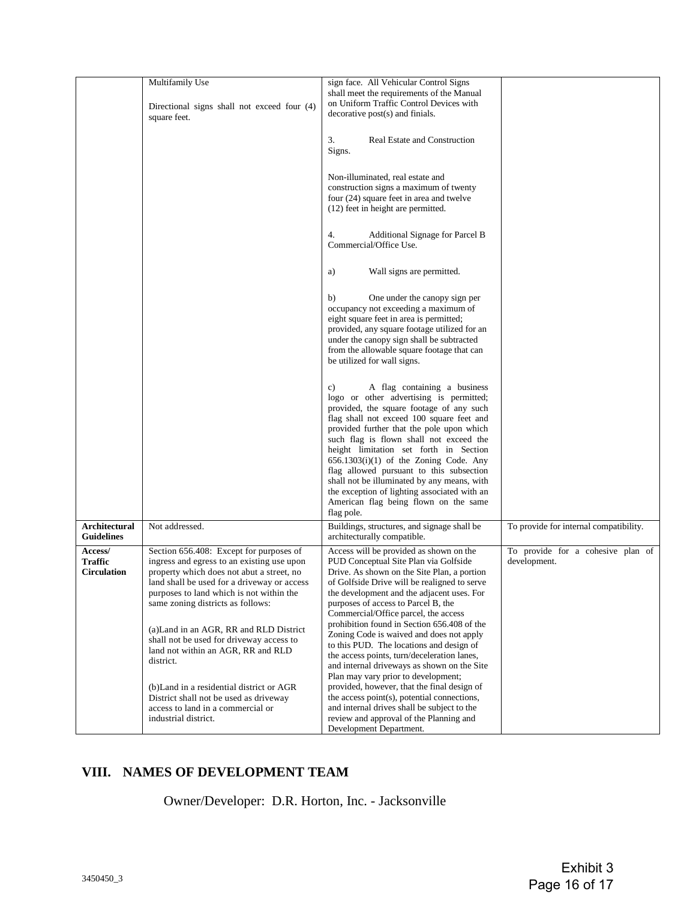| | | | |
|---|---|---|---|
| | Multifamily Use<br><br>Directional signs shall not exceed four (4) square feet. | sign face. All Vehicular Control Signs shall meet the requirements of the Manual on Uniform Traffic Control Devices with decorative post(s) and finials.<br><br>3. Real Estate and Construction Signs.<br><br>Non-illuminated, real estate and construction signs a maximum of twenty four (24) square feet in area and twelve (12) feet in height are permitted.<br><br>4. Additional Signage for Parcel B Commercial/Office Use.<br><br>a) Wall signs are permitted.<br><br>b) One under the canopy sign per occupancy not exceeding a maximum of eight square feet in area is permitted; provided, any square footage utilized for an under the canopy sign shall be subtracted from the allowable square footage that can be utilized for wall signs.<br><br>c) A flag containing a business logo or other advertising is permitted; provided, the square footage of any such flag shall not exceed 100 square feet and provided further that the pole upon which such flag is flown shall not exceed the height limitation set forth in Section 656.1303(i)(1) of the Zoning Code. Any flag allowed pursuant to this subsection shall not be illuminated by any means, with the exception of lighting associated with an American flag being flown on the same flag pole. | |
| **Architectural Guidelines** | Not addressed. | Buildings, structures, and signage shall be architecturally compatible. | To provide for internal compatibility. |
| **Access/ Traffic Circulation** | Section 656.408: Except for purposes of ingress and egress to an existing use upon property which does not abut a street, no land shall be used for a driveway or access purposes to land which is not within the same zoning districts as follows:<br><br>(a)Land in an AGR, RR and RLD District shall not be used for driveway access to land not within an AGR, RR and RLD district.<br><br>(b)Land in a residential district or AGR District shall not be used as driveway access to land in a commercial or industrial district. | Access will be provided as shown on the PUD Conceptual Site Plan via Golfside Drive. As shown on the Site Plan, a portion of Golfside Drive will be realigned to serve the development and the adjacent uses. For purposes of access to Parcel B, the Commercial/Office parcel, the access prohibition found in Section 656.408 of the Zoning Code is waived and does not apply to this PUD. The locations and design of the access points, turn/deceleration lanes, and internal driveways as shown on the Site Plan may vary prior to development; provided, however, that the final design of the access point(s), potential connections, and internal drives shall be subject to the review and approval of the Planning and Development Department. | To provide for a cohesive plan of development. |

## VIII. NAMES OF DEVELOPMENT TEAM

Owner/Developer: D.R. Horton, Inc. - Jacksonville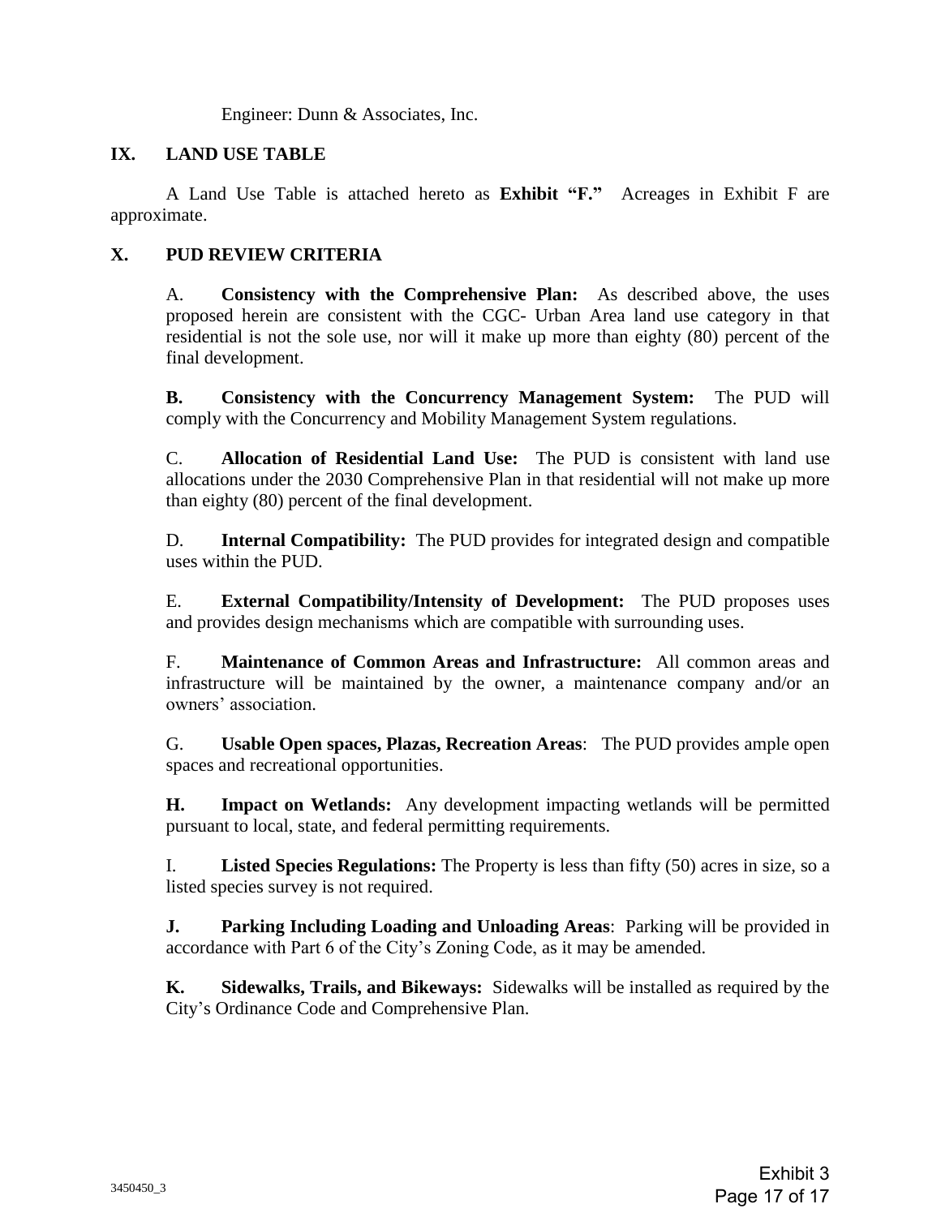Engineer: Dunn & Associates, Inc.

## IX. LAND USE TABLE

A Land Use Table is attached hereto as **Exhibit "F."** Acreages in Exhibit F are approximate.

## X. PUD REVIEW CRITERIA

A. **Consistency with the Comprehensive Plan:** As described above, the uses proposed herein are consistent with the CGC- Urban Area land use category in that residential is not the sole use, nor will it make up more than eighty (80) percent of the final development.

**B. Consistency with the Concurrency Management System:** The PUD will comply with the Concurrency and Mobility Management System regulations.

C. **Allocation of Residential Land Use:** The PUD is consistent with land use allocations under the 2030 Comprehensive Plan in that residential will not make up more than eighty (80) percent of the final development.

D. **Internal Compatibility:** The PUD provides for integrated design and compatible uses within the PUD.

E. **External Compatibility/Intensity of Development:** The PUD proposes uses and provides design mechanisms which are compatible with surrounding uses.

F. **Maintenance of Common Areas and Infrastructure:** All common areas and infrastructure will be maintained by the owner, a maintenance company and/or an owners' association.

G. **Usable Open spaces, Plazas, Recreation Areas**: The PUD provides ample open spaces and recreational opportunities.

**H. Impact on Wetlands:** Any development impacting wetlands will be permitted pursuant to local, state, and federal permitting requirements.

I. **Listed Species Regulations:** The Property is less than fifty (50) acres in size, so a listed species survey is not required.

**J. Parking Including Loading and Unloading Areas**: Parking will be provided in accordance with Part 6 of the City's Zoning Code, as it may be amended.

**K. Sidewalks, Trails, and Bikeways:** Sidewalks will be installed as required by the City's Ordinance Code and Comprehensive Plan.